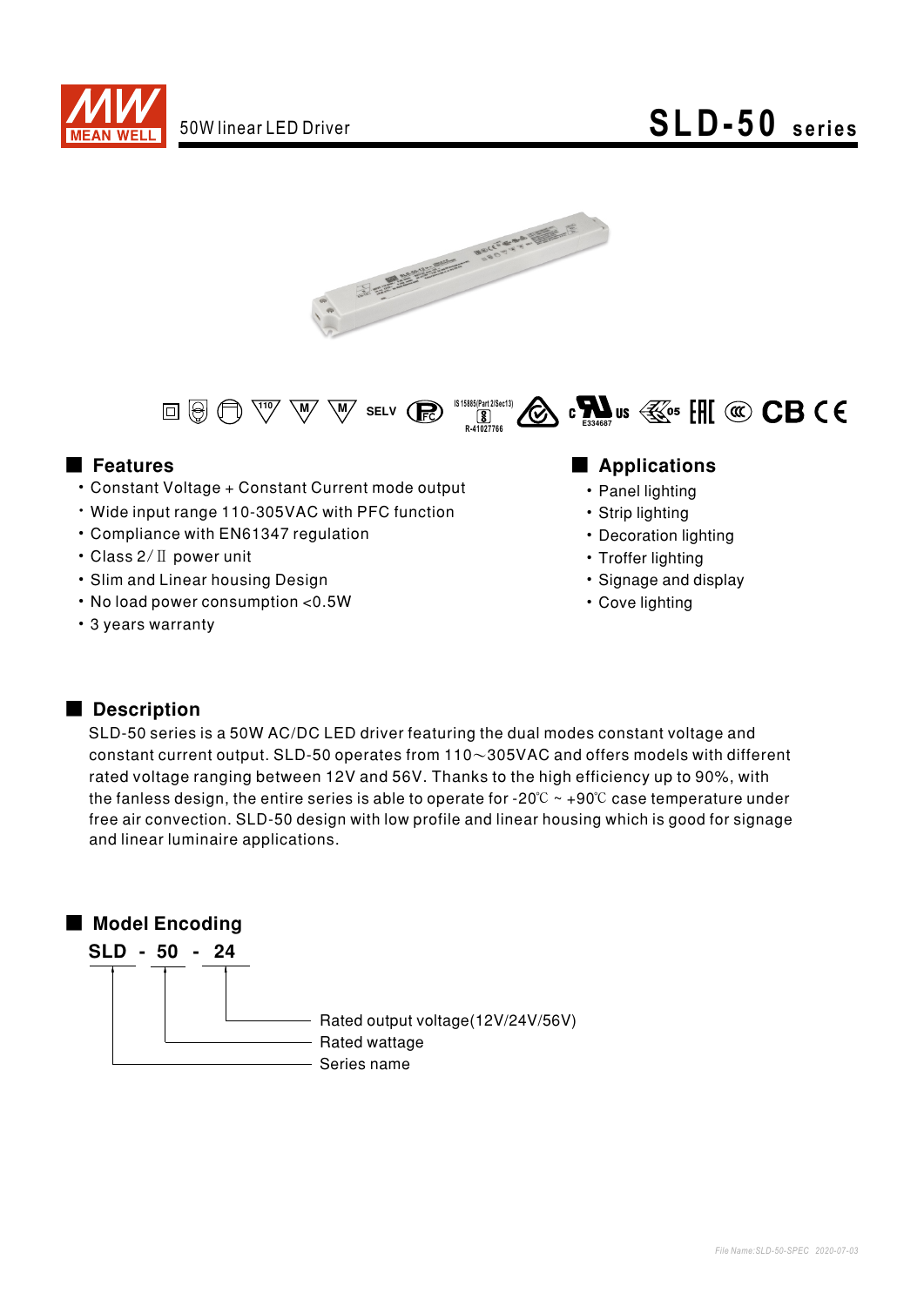MEAN WELL

50W linear LED Driver

# SLD-50 series

SELV IS 15885(Part 2/Sec13) R-41027766 E334687 CB

## Features

- Constant Voltage + Constant Current mode output
- Wide input range 110-305VAC with PFC function
- Compliance with EN61347 regulation
- Class 2/ Ⅱ power unit
- Slim and Linear housing Design
- No load power consumption <0.5W
- 3 years warranty

## Applications

- Panel lighting
- Strip lighting
- Decoration lighting
- Troffer lighting
- Signage and display
- Cove lighting

## Description

SLD-50 series is a 50W AC/DC LED driver featuring the dual modes constant voltage and constant current output. SLD-50 operates from 110～305VAC and offers models with different rated voltage ranging between 12V and 56V. Thanks to the high efficiency up to 90%, with the fanless design, the entire series is able to operate for -20℃ ~ +90℃ case temperature under free air convection. SLD-50 design with low profile and linear housing which is good for signage and linear luminaire applications.

## Model Encoding

**SLD - 50 - 24**

- 24: Rated output voltage(12V/24V/56V)
- 50: Rated wattage
- SLD: Series name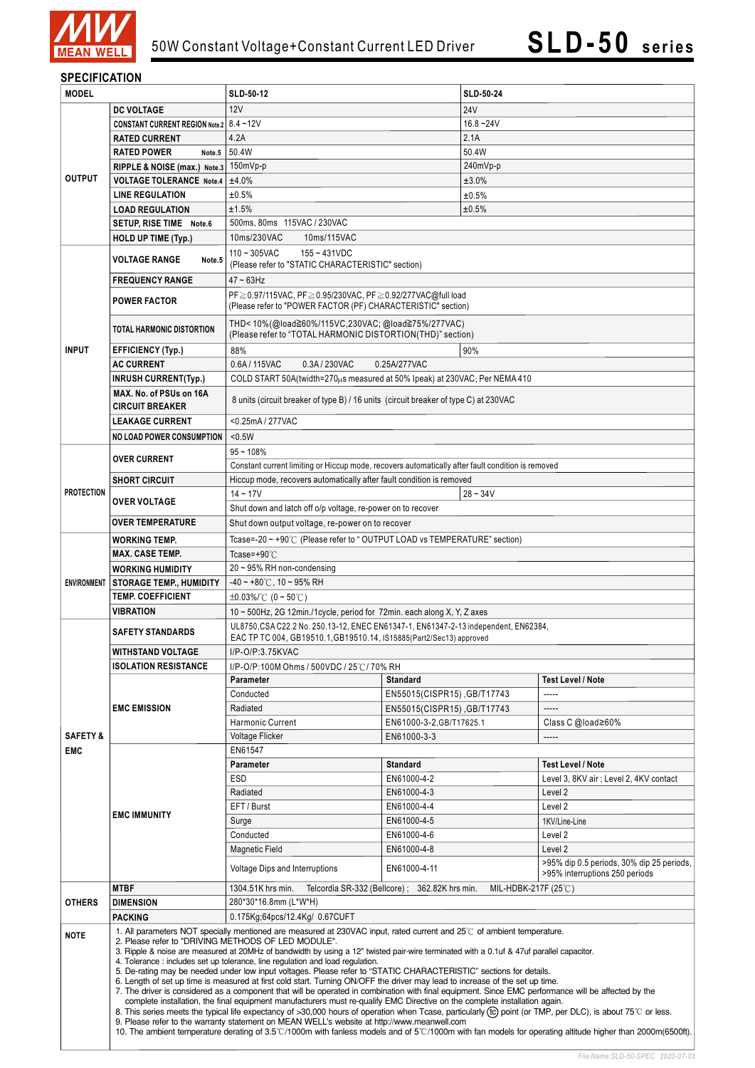# 50W Constant Voltage+Constant Current LED Driver

## SLD-50 series

### SPECIFICATION

| MODEL | | SLD-50-12 | | SLD-50-24 |
|---|---|---|---|---|
| OUTPUT | DC VOLTAGE | 12V | | 24V |
| | CONSTANT CURRENT REGION Note.2 | 8.4 ~12V | | 16.8 ~24V |
| | RATED CURRENT | 4.2A | | 2.1A |
| | RATED POWER Note.5 | 50.4W | | 50.4W |
| | RIPPLE & NOISE (max.) Note.3 | 150mVp-p | | 240mVp-p |
| | VOLTAGE TOLERANCE Note.4 | ±4.0% | | ±3.0% |
| | LINE REGULATION | ±0.5% | | ±0.5% |
| | LOAD REGULATION | ±1.5% | | ±0.5% |
| | SETUP, RISE TIME Note.6 | 500ms, 80ms 115VAC / 230VAC | | |
| | HOLD UP TIME (Typ.) | 10ms/230VAC 10ms/115VAC | | |
| INPUT | VOLTAGE RANGE Note.5 | 110 ~ 305VAC 155 ~ 431VDC (Please refer to "STATIC CHARACTERISTIC" section) | | |
| | FREQUENCY RANGE | 47 ~ 63Hz | | |
| | POWER FACTOR | PF≧0.97/115VAC, PF≧0.95/230VAC, PF≧0.92/277VAC@full load (Please refer to "POWER FACTOR (PF) CHARACTERISTIC" section) | | |
| | TOTAL HARMONIC DISTORTION | THD< 10%(@load≧60%/115VC,230VAC; @load≧75%/277VAC) (Please refer to "TOTAL HARMONIC DISTORTION(THD)" section) | | |
| | EFFICIENCY (Typ.) | 88% | | 90% |
| | AC CURRENT | 0.6A / 115VAC 0.3A / 230VAC 0.25A/277VAC | | |
| | INRUSH CURRENT(Typ.) | COLD START 50A(twidth=270μs measured at 50% Ipeak) at 230VAC; Per NEMA 410 | | |
| | MAX. No. of PSUs on 16A CIRCUIT BREAKER | 8 units (circuit breaker of type B) / 16 units (circuit breaker of type C) at 230VAC | | |
| | LEAKAGE CURRENT | <0.25mA / 277VAC | | |
| | NO LOAD POWER CONSUMPTION | <0.5W | | |
| PROTECTION | OVER CURRENT | 95 ~ 108% | | |
| | | Constant current limiting or Hiccup mode, recovers automatically after fault condition is removed | | |
| | SHORT CIRCUIT | Hiccup mode, recovers automatically after fault condition is removed | | |
| | OVER VOLTAGE | 14 ~ 17V | | 28 ~ 34V |
| | | Shut down and latch off o/p voltage, re-power on to recover | | |
| | OVER TEMPERATURE | Shut down output voltage, re-power on to recover | | |
| ENVIRONMENT | WORKING TEMP. | Tcase=-20 ~ +90℃ (Please refer to " OUTPUT LOAD vs TEMPERATURE" section) | | |
| | MAX. CASE TEMP. | Tcase=+90℃ | | |
| | WORKING HUMIDITY | 20 ~ 95% RH non-condensing | | |
| | STORAGE TEMP., HUMIDITY | -40 ~ +80℃, 10 ~ 95% RH | | |
| | TEMP. COEFFICIENT | ±0.03%/℃ (0 ~ 50℃) | | |
| | VIBRATION | 10 ~ 500Hz, 2G 12min./1cycle, period for 72min. each along X, Y, Z axes | | |
| SAFETY & EMC | SAFETY STANDARDS | UL8750,CSA C22.2 No. 250.13-12, ENEC EN61347-1, EN61347-2-13 independent, EN62384, EAC TP TC 004, GB19510.1,GB19510.14, IS15885(Part2/Sec13) approved | | |
| | WITHSTAND VOLTAGE | I/P-O/P:3.75KVAC | | |
| | ISOLATION RESISTANCE | I/P-O/P:100M Ohms / 500VDC / 25℃/ 70% RH | | |
| | EMC EMISSION | **Parameter** | **Standard** | **Test Level / Note** |
| | | Conducted | EN55015(CISPR15) ,GB/T17743 | ----- |
| | | Radiated | EN55015(CISPR15) ,GB/T17743 | ----- |
| | | Harmonic Current | EN61000-3-2,GB/T17625.1 | Class C @load≥60% |
| | | Voltage Flicker | EN61000-3-3 | ----- |
| | EMC IMMUNITY | EN61547 | | |
| | | **Parameter** | **Standard** | **Test Level / Note** |
| | | ESD | EN61000-4-2 | Level 3, 8KV air ; Level 2, 4KV contact |
| | | Radiated | EN61000-4-3 | Level 2 |
| | | EFT / Burst | EN61000-4-4 | Level 2 |
| | | Surge | EN61000-4-5 | 1KV/Line-Line |
| | | Conducted | EN61000-4-6 | Level 2 |
| | | Magnetic Field | EN61000-4-8 | Level 2 |
| | | Voltage Dips and Interruptions | EN61000-4-11 | >95% dip 0.5 periods, 30% dip 25 periods, >95% interruptions 250 periods |
| OTHERS | MTBF | 1304.51K hrs min. Telcordia SR-332 (Bellcore) ; 362.82K hrs min. MIL-HDBK-217F (25℃) | | |
| | DIMENSION | 280*30*16.8mm (L*W*H) | | |
| | PACKING | 0.175Kg;64pcs/12.4Kg/ 0.67CUFT | | |

**NOTE**

1. All parameters NOT specially mentioned are measured at 230VAC input, rated current and 25℃ of ambient temperature.
2. Please refer to "DRIVING METHODS OF LED MODULE".
3. Ripple & noise are measured at 20MHz of bandwidth by using a 12" twisted pair-wire terminated with a 0.1uf & 47uf parallel capacitor.
4. Tolerance : includes set up tolerance, line regulation and load regulation.
5. De-rating may be needed under low input voltages. Please refer to "STATIC CHARACTERISTIC" sections for details.
6. Length of set up time is measured at first cold start. Turning ON/OFF the driver may lead to increase of the set up time.
7. The driver is considered as a component that will be operated in combination with final equipment. Since EMC performance will be affected by the complete installation, the final equipment manufacturers must re-qualify EMC Directive on the complete installation again.
8. This series meets the typical life expectancy of >30,000 hours of operation when Tcase, particularly (tc) point (or TMP, per DLC), is about 75℃ or less.
9. Please refer to the warranty statement on MEAN WELL's website at http://www.meanwell.com
10. The ambient temperature derating of 3.5℃/1000m with fanless models and of 5℃/1000m with fan models for operating altitude higher than 2000m(6500ft).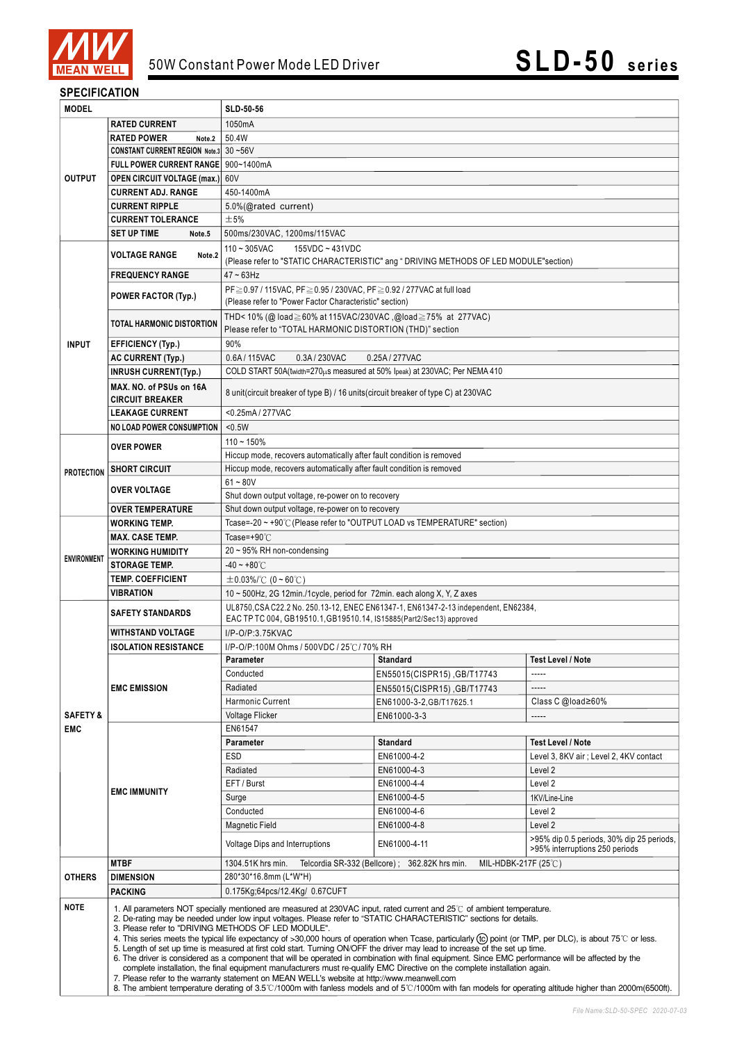# 50W Constant Power Mode LED Driver

# SLD-50 series

## SPECIFICATION

| MODEL | | SLD-50-56 | | |
|---|---|---|---|---|
| OUTPUT | RATED CURRENT | 1050mA | | |
| | RATED POWER Note.2 | 50.4W | | |
| | CONSTANT CURRENT REGION Note.3 | 30 ~56V | | |
| | FULL POWER CURRENT RANGE | 900~1400mA | | |
| | OPEN CIRCUIT VOLTAGE (max.) | 60V | | |
| | CURRENT ADJ. RANGE | 450-1400mA | | |
| | CURRENT RIPPLE | 5.0%(@rated current) | | |
| | CURRENT TOLERANCE | ±5% | | |
| | SET UP TIME Note.5 | 500ms/230VAC, 1200ms/115VAC | | |
| INPUT | VOLTAGE RANGE Note.2 | 110 ~ 305VAC 155VDC ~ 431VDC<br>(Please refer to "STATIC CHARACTERISTIC" ang " DRIVING METHODS OF LED MODULE"section) | | |
| | FREQUENCY RANGE | 47 ~ 63Hz | | |
| | POWER FACTOR (Typ.) | PF≧0.97 / 115VAC, PF≧0.95 / 230VAC, PF≧0.92 / 277VAC at full load<br>(Please refer to "Power Factor Characteristic" section) | | |
| | TOTAL HARMONIC DISTORTION | THD< 10% (@ load≧60% at 115VAC/230VAC ,@load≧75% at 277VAC)<br>Please refer to "TOTAL HARMONIC DISTORTION (THD)" section | | |
| | EFFICIENCY (Typ.) | 90% | | |
| | AC CURRENT (Typ.) | 0.6A / 115VAC 0.3A / 230VAC 0.25A / 277VAC | | |
| | INRUSH CURRENT(Typ.) | COLD START 50A(twidth=270μs measured at 50% Ipeak) at 230VAC; Per NEMA 410 | | |
| | MAX. NO. of PSUs on 16A CIRCUIT BREAKER | 8 unit(circuit breaker of type B) / 16 units(circuit breaker of type C) at 230VAC | | |
| | LEAKAGE CURRENT | <0.25mA / 277VAC | | |
| | NO LOAD POWER CONSUMPTION | <0.5W | | |
| PROTECTION | OVER POWER | 110 ~ 150%<br>Hiccup mode, recovers automatically after fault condition is removed | | |
| | SHORT CIRCUIT | Hiccup mode, recovers automatically after fault condition is removed | | |
| | OVER VOLTAGE | 61 ~ 80V<br>Shut down output voltage, re-power on to recovery | | |
| | OVER TEMPERATURE | Shut down output voltage, re-power on to recovery | | |
| ENVIRONMENT | WORKING TEMP. | Tcase=-20 ~ +90℃ (Please refer to "OUTPUT LOAD vs TEMPERATURE" section) | | |
| | MAX. CASE TEMP. | Tcase=+90℃ | | |
| | WORKING HUMIDITY | 20 ~ 95% RH non-condensing | | |
| | STORAGE TEMP. | -40 ~ +80℃ | | |
| | TEMP. COEFFICIENT | ±0.03%/℃ (0 ~ 60℃) | | |
| | VIBRATION | 10 ~ 500Hz, 2G 12min./1cycle, period for 72min. each along X, Y, Z axes | | |
| SAFETY & EMC | SAFETY STANDARDS | UL8750,CSA C22.2 No. 250.13-12, ENEC EN61347-1, EN61347-2-13 independent, EN62384,<br>EAC TP TC 004, GB19510.1,GB19510.14, IS15885(Part2/Sec13) approved | | |
| | WITHSTAND VOLTAGE | I/P-O/P:3.75KVAC | | |
| | ISOLATION RESISTANCE | I/P-O/P:100M Ohms / 500VDC / 25℃/ 70% RH | | |
| | EMC EMISSION | **Parameter** | **Standard** | **Test Level / Note** |
| | | Conducted | EN55015(CISPR15) ,GB/T17743 | ----- |
| | | Radiated | EN55015(CISPR15) ,GB/T17743 | ----- |
| | | Harmonic Current | EN61000-3-2,GB/T17625.1 | Class C @load≥60% |
| | | Voltage Flicker | EN61000-3-3 | ----- |
| | EMC IMMUNITY | EN61547 | | |
| | | **Parameter** | **Standard** | **Test Level / Note** |
| | | ESD | EN61000-4-2 | Level 3, 8KV air ; Level 2, 4KV contact |
| | | Radiated | EN61000-4-3 | Level 2 |
| | | EFT / Burst | EN61000-4-4 | Level 2 |
| | | Surge | EN61000-4-5 | 1KV/Line-Line |
| | | Conducted | EN61000-4-6 | Level 2 |
| | | Magnetic Field | EN61000-4-8 | Level 2 |
| | | Voltage Dips and Interruptions | EN61000-4-11 | >95% dip 0.5 periods, 30% dip 25 periods, >95% interruptions 250 periods |
| OTHERS | MTBF | 1304.51K hrs min. Telcordia SR-332 (Bellcore) ; 362.82K hrs min. MIL-HDBK-217F (25℃) | | |
| | DIMENSION | 280*30*16.8mm (L*W*H) | | |
| | PACKING | 0.175Kg;64pcs/12.4Kg/ 0.67CUFT | | |

**NOTE**

1. All parameters NOT specially mentioned are measured at 230VAC input, rated current and 25℃ of ambient temperature.
2. De-rating may be needed under low input voltages. Please refer to "STATIC CHARACTERISTIC" sections for details.
3. Please refer to "DRIVING METHODS OF LED MODULE".
4. This series meets the typical life expectancy of >30,000 hours of operation when Tcase, particularly (tc) point (or TMP, per DLC), is about 75℃ or less.
5. Length of set up time is measured at first cold start. Turning ON/OFF the driver may lead to increase of the set up time.
6. The driver is considered as a component that will be operated in combination with final equipment. Since EMC performance will be affected by the complete installation, the final equipment manufacturers must re-qualify EMC Directive on the complete installation again.
7. Please refer to the warranty statement on MEAN WELL's website at http://www.meanwell.com
8. The ambient temperature derating of 3.5℃/1000m with fanless models and of 5℃/1000m with fan models for operating altitude higher than 2000m(6500ft).

File Name:SLD-50-SPEC 2020-07-03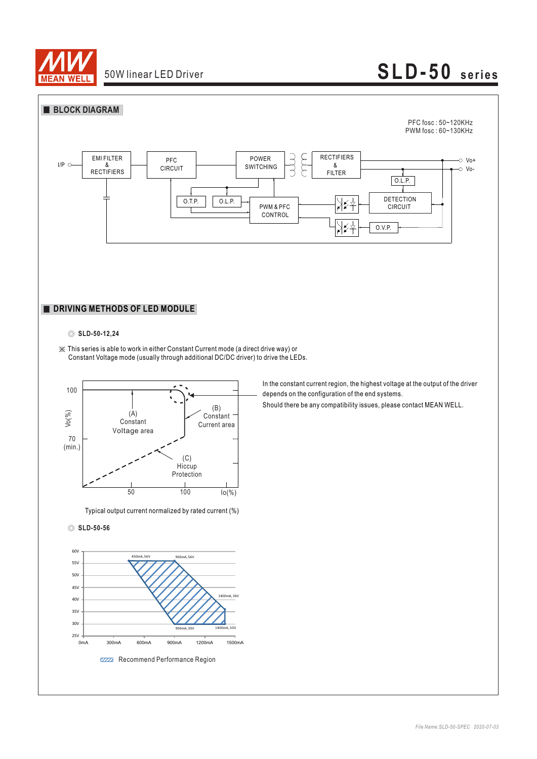# 50W linear LED Driver — SLD-50 series

## BLOCK DIAGRAM

PFC fosc : 50~120KHz
PWM fosc : 60~130KHz

I/P — EMI FILTER & RECTIFIERS — PFC CIRCUIT — POWER SWITCHING — RECTIFIERS & FILTER — Vo+ / Vo-

O.T.P., O.L.P., PWM & PFC CONTROL, O.L.P., DETECTION CIRCUIT, O.V.P.

## DRIVING METHODS OF LED MODULE

◎ **SLD-50-12,24**

※ This series is able to work in either Constant Current mode (a direct drive way) or Constant Voltage mode (usually through additional DC/DC driver) to drive the LEDs.

Vo(%): 100, 70 (min.)
Io(%): 50, 100

(A) Constant Voltage area
(B) Constant Current area
(C) Hiccup Protection

In the constant current region, the highest voltage at the output of the driver depends on the configuration of the end systems.
Should there be any compatibility issues, please contact MEAN WELL.

Typical output current normalized by rated current (%)

◎ **SLD-50-56**

Voltage axis: 25V, 30V, 35V, 40V, 45V, 50V, 55V, 60V
Current axis: 0mA, 300mA, 600mA, 900mA, 1200mA, 1500mA

Points: 450mA, 56V; 900mA, 56V; 1400mA, 36V; 1400mA, 30V; 900mA, 30V

Recommend Performance Region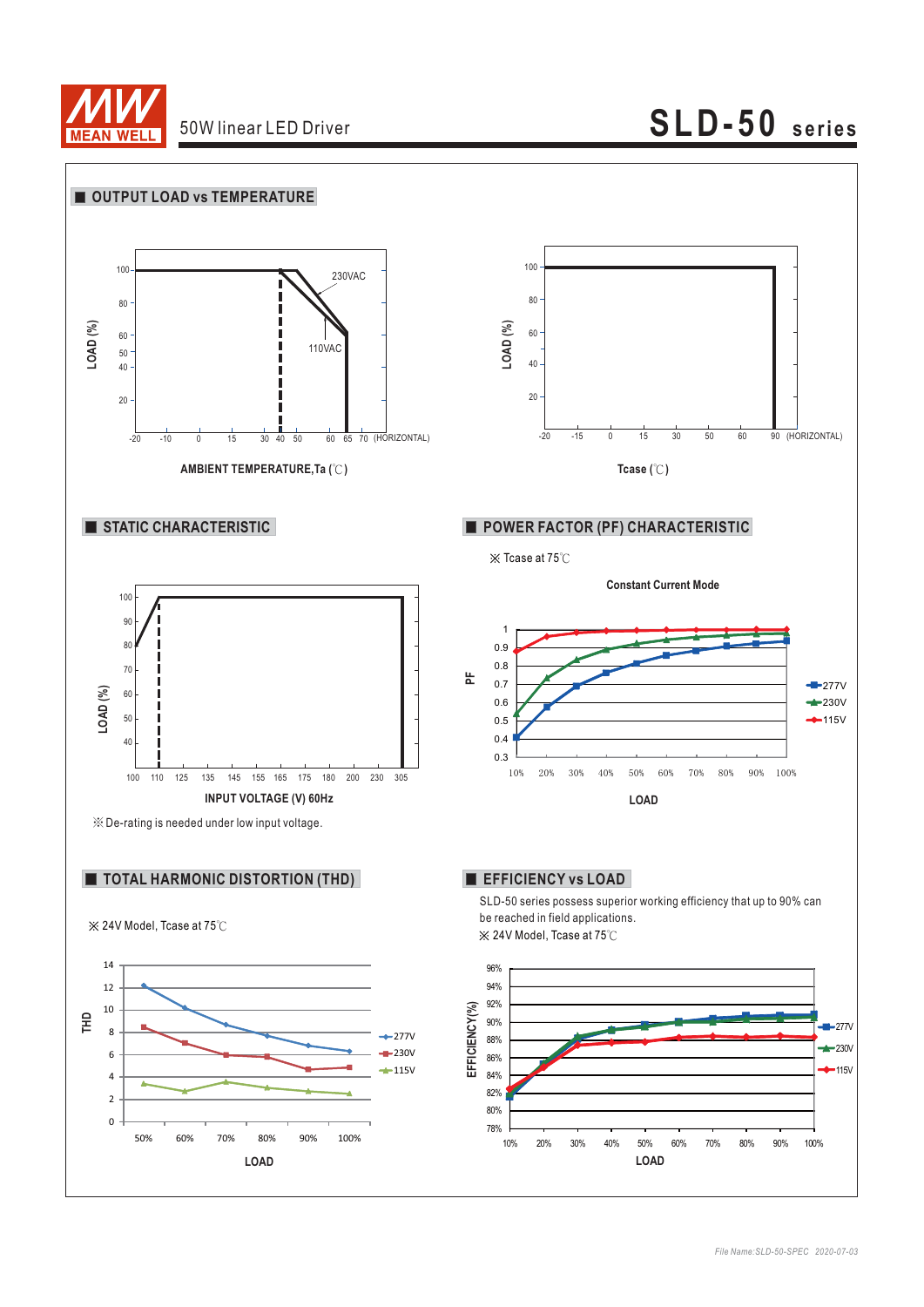## OUTPUT LOAD vs TEMPERATURE

LOAD (%)

100, 80, 60, 50, 40, 20

230VAC

110VAC

-20 -10 0 15 30 40 50 60 65 70 (HORIZONTAL)

AMBIENT TEMPERATURE,Ta (℃)

LOAD (%)

100, 80, 60, 40, 20

-20 -15 0 15 30 50 60 90 (HORIZONTAL)

Tcase (℃)

## STATIC CHARACTERISTIC

LOAD (%)

100, 90, 80, 70, 60, 50, 40

100 110 125 135 145 155 165 175 180 200 230 305

INPUT VOLTAGE (V) 60Hz

※De-rating is needed under low input voltage.

## POWER FACTOR (PF) CHARACTERISTIC

※ Tcase at 75℃

Constant Current Mode

PF

1, 0.9, 0.8, 0.7, 0.6, 0.5, 0.4, 0.3

277V, 230V, 115V

10% 20% 30% 40% 50% 60% 70% 80% 90% 100%

LOAD

## TOTAL HARMONIC DISTORTION (THD)

※ 24V Model, Tcase at 75℃

THD

14, 12, 10, 8, 6, 4, 2, 0

277V, 230V, 115V

50% 60% 70% 80% 90% 100%

LOAD

## EFFICIENCY vs LOAD

SLD-50 series possess superior working efficiency that up to 90% can be reached in field applications.

※ 24V Model, Tcase at 75℃

EFFICIENCY(%)

96%, 94%, 92%, 90%, 88%, 86%, 84%, 82%, 80%, 78%

277V, 230V, 115V

10% 20% 30% 40% 50% 60% 70% 80% 90% 100%

LOAD

*File Name:SLD-50-SPEC 2020-07-03*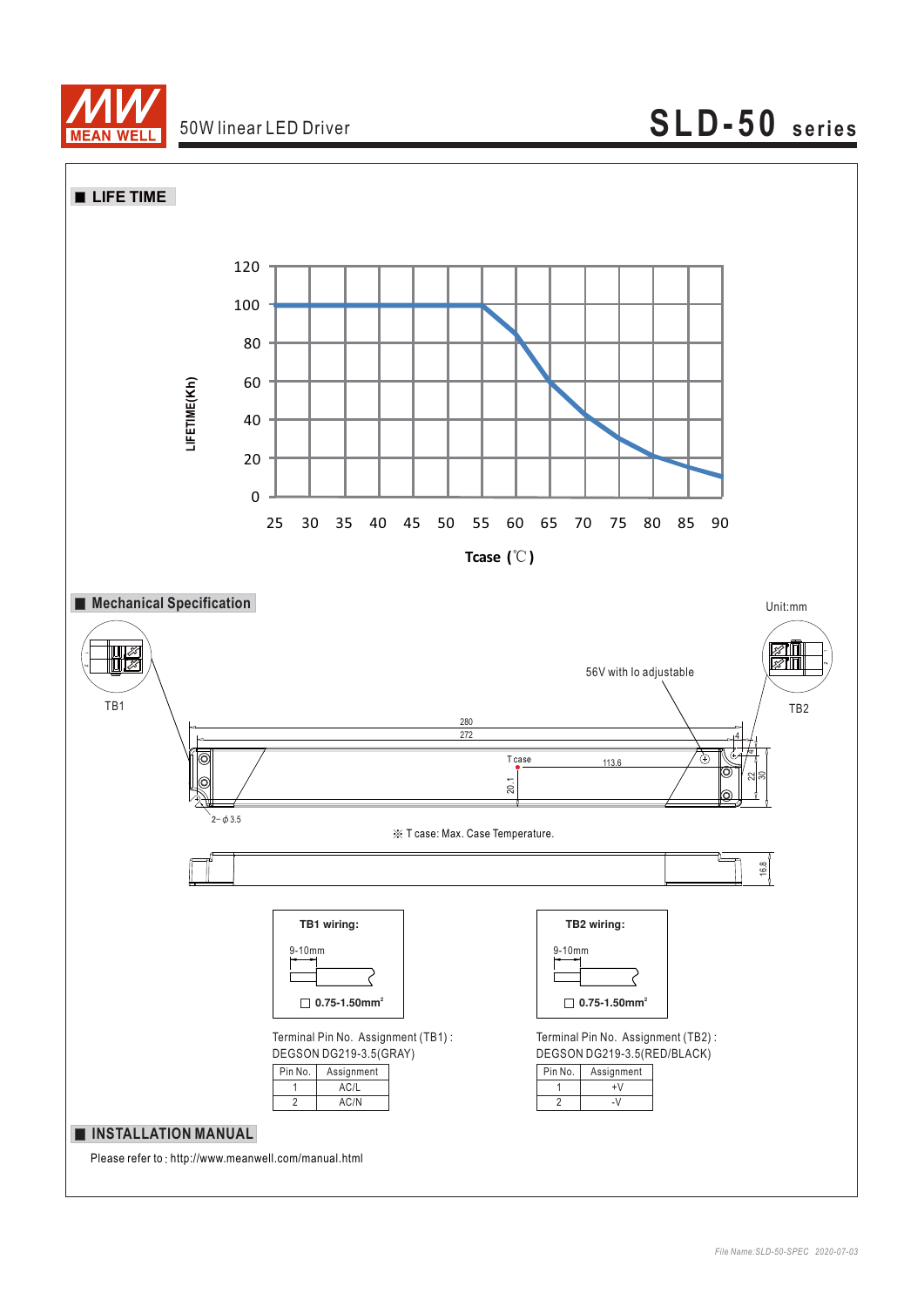## LIFE TIME

LIFETIME(Kh)

120
100
80
60
40
20
0

25 30 35 40 45 50 55 60 65 70 75 80 85 90

Tcase (℃)

## Mechanical Specification

Unit:mm

TB1

TB2

56V with Io adjustable

280

272

Tcase

113.6

20.1

22

30

4

2−ϕ3.5

※ T case: Max. Case Temperature.

16.8

**TB1 wiring:**

9-10mm

☐ **0.75-1.50mm²**

**TB2 wiring:**

9-10mm

☐ **0.75-1.50mm²**

Terminal Pin No. Assignment (TB1) :
DEGSON DG219-3.5(GRAY)

| Pin No. | Assignment |
|---|---|
| 1 | AC/L |
| 2 | AC/N |

Terminal Pin No. Assignment (TB2) :
DEGSON DG219-3.5(RED/BLACK)

| Pin No. | Assignment |
|---|---|
| 1 | +V |
| 2 | -V |

## INSTALLATION MANUAL

Please refer to : http://www.meanwell.com/manual.html